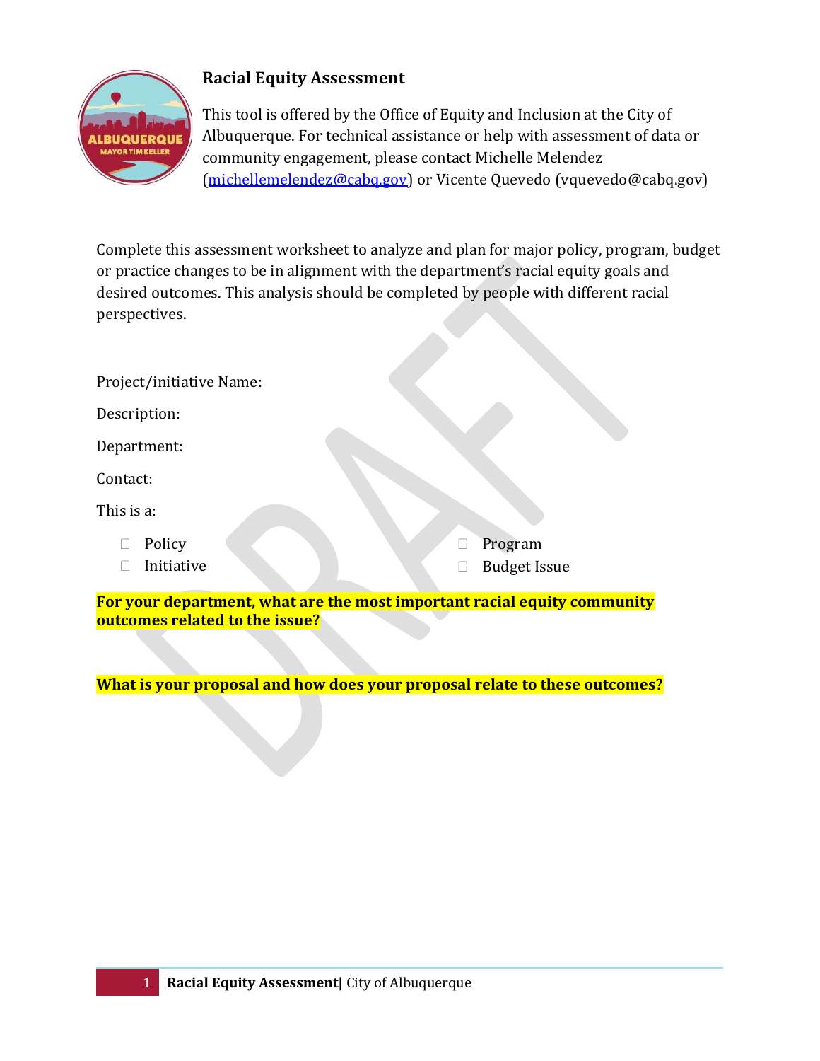# Racial Equity Assessment

This tool is offered by the Office of Equity and Inclusion at the City of Albuquerque. For technical assistance or help with assessment of data or community engagement, please contact Michelle Melendez (michellemelendez@cabq.gov) or Vicente Quevedo (vquevedo@cabq.gov)

Complete this assessment worksheet to analyze and plan for major policy, program, budget or practice changes to be in alignment with the department's racial equity goals and desired outcomes. This analysis should be completed by people with different racial perspectives.

Project/initiative Name:

Description:

Department:

Contact:

This is a:

- ☐ Policy
- ☐ Initiative
- ☐ Program
- ☐ Budget Issue

**For your department, what are the most important racial equity community outcomes related to the issue?**

**What is your proposal and how does your proposal relate to these outcomes?**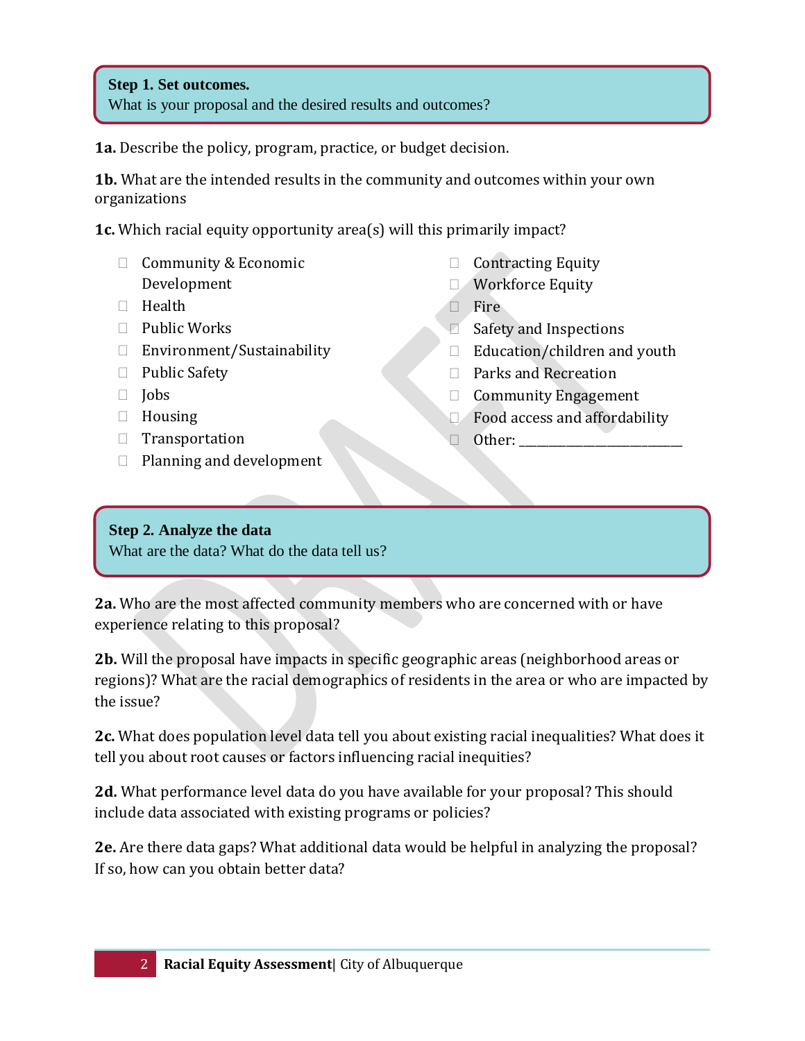**Step 1. Set outcomes.**
What is your proposal and the desired results and outcomes?

**1a.** Describe the policy, program, practice, or budget decision.

**1b.** What are the intended results in the community and outcomes within your own organizations

**1c.** Which racial equity opportunity area(s) will this primarily impact?

- ☐ Community & Economic Development
- ☐ Health
- ☐ Public Works
- ☐ Environment/Sustainability
- ☐ Public Safety
- ☐ Jobs
- ☐ Housing
- ☐ Transportation
- ☐ Planning and development
- ☐ Contracting Equity
- ☐ Workforce Equity
- ☐ Fire
- ☐ Safety and Inspections
- ☐ Education/children and youth
- ☐ Parks and Recreation
- ☐ Community Engagement
- ☐ Food access and affordability
- ☐ Other: ___________________________

**Step 2. Analyze the data**
What are the data? What do the data tell us?

**2a.** Who are the most affected community members who are concerned with or have experience relating to this proposal?

**2b.** Will the proposal have impacts in specific geographic areas (neighborhood areas or regions)? What are the racial demographics of residents in the area or who are impacted by the issue?

**2c.** What does population level data tell you about existing racial inequalities? What does it tell you about root causes or factors influencing racial inequities?

**2d.** What performance level data do you have available for your proposal? This should include data associated with existing programs or policies?

**2e.** Are there data gaps? What additional data would be helpful in analyzing the proposal? If so, how can you obtain better data?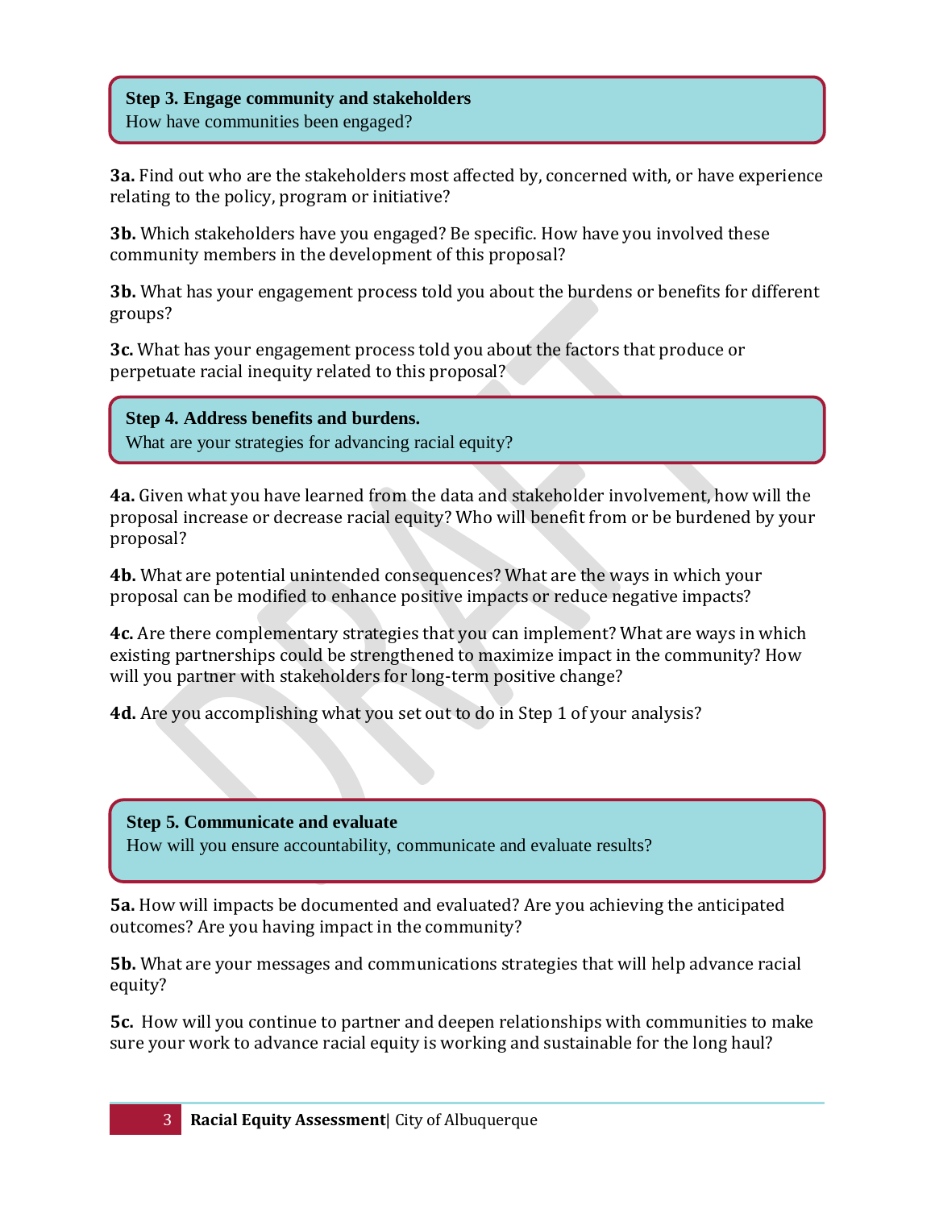**Step 3. Engage community and stakeholders**
How have communities been engaged?

**3a.** Find out who are the stakeholders most affected by, concerned with, or have experience relating to the policy, program or initiative?

**3b.** Which stakeholders have you engaged? Be specific. How have you involved these community members in the development of this proposal?

**3b.** What has your engagement process told you about the burdens or benefits for different groups?

**3c.** What has your engagement process told you about the factors that produce or perpetuate racial inequity related to this proposal?

**Step 4. Address benefits and burdens.**
What are your strategies for advancing racial equity?

**4a.** Given what you have learned from the data and stakeholder involvement, how will the proposal increase or decrease racial equity? Who will benefit from or be burdened by your proposal?

**4b.** What are potential unintended consequences? What are the ways in which your proposal can be modified to enhance positive impacts or reduce negative impacts?

**4c.** Are there complementary strategies that you can implement? What are ways in which existing partnerships could be strengthened to maximize impact in the community? How will you partner with stakeholders for long-term positive change?

**4d.** Are you accomplishing what you set out to do in Step 1 of your analysis?

**Step 5. Communicate and evaluate**
How will you ensure accountability, communicate and evaluate results?

**5a.** How will impacts be documented and evaluated? Are you achieving the anticipated outcomes? Are you having impact in the community?

**5b.** What are your messages and communications strategies that will help advance racial equity?

**5c.** How will you continue to partner and deepen relationships with communities to make sure your work to advance racial equity is working and sustainable for the long haul?